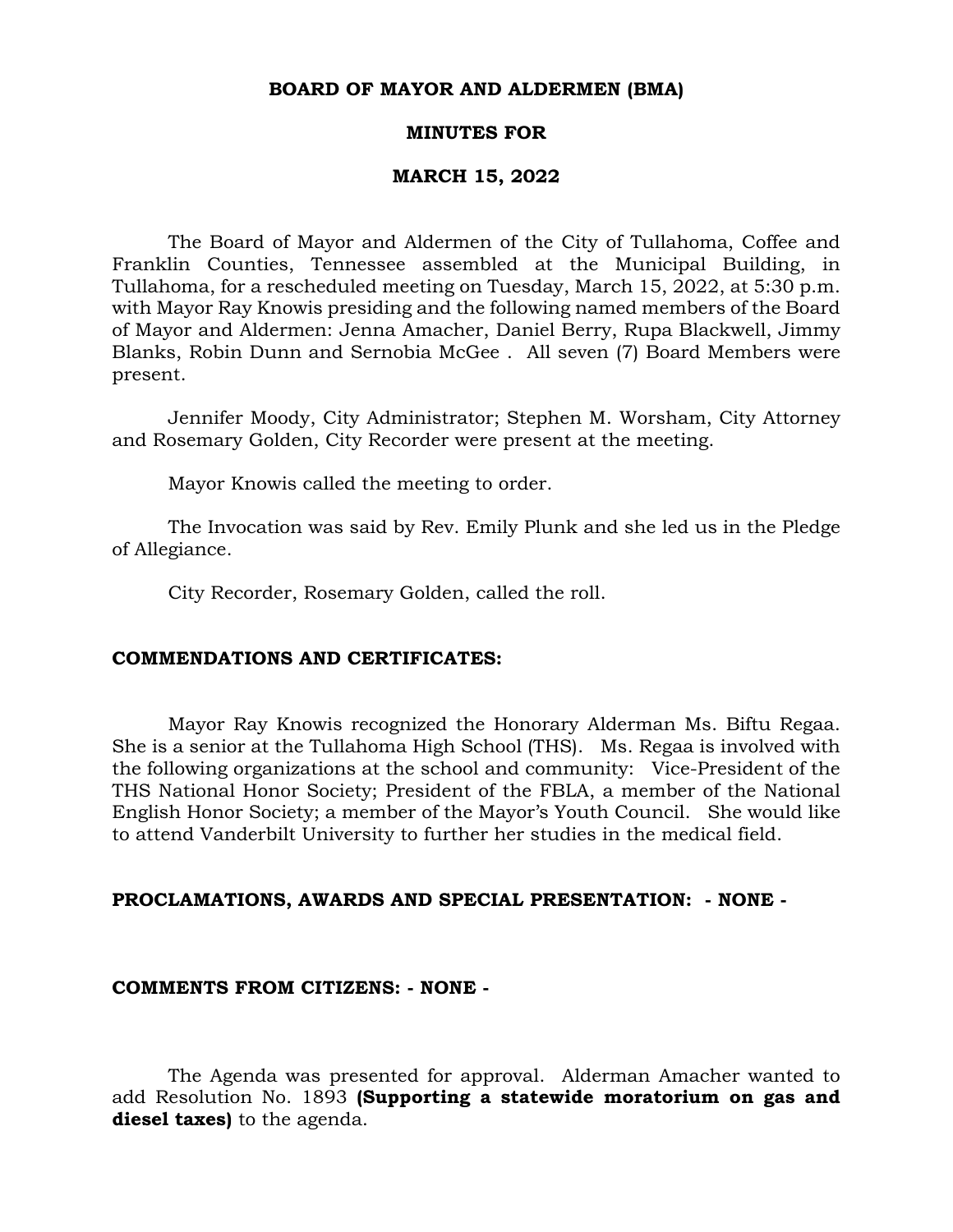**BOARD OF MAYOR AND ALDERMEN (BMA)**

**MINUTES FOR**

**MARCH 15, 2022**

The Board of Mayor and Aldermen of the City of Tullahoma, Coffee and Franklin Counties, Tennessee assembled at the Municipal Building, in Tullahoma, for a rescheduled meeting on Tuesday, March 15, 2022, at 5:30 p.m. with Mayor Ray Knowis presiding and the following named members of the Board of Mayor and Aldermen: Jenna Amacher, Daniel Berry, Rupa Blackwell, Jimmy Blanks, Robin Dunn and Sernobia McGee . All seven (7) Board Members were present.

Jennifer Moody, City Administrator; Stephen M. Worsham, City Attorney and Rosemary Golden, City Recorder were present at the meeting.

Mayor Knowis called the meeting to order.

The Invocation was said by Rev. Emily Plunk and she led us in the Pledge of Allegiance.

City Recorder, Rosemary Golden, called the roll.

**COMMENDATIONS AND CERTIFICATES:**

Mayor Ray Knowis recognized the Honorary Alderman Ms. Biftu Regaa. She is a senior at the Tullahoma High School (THS). Ms. Regaa is involved with the following organizations at the school and community: Vice-President of the THS National Honor Society; President of the FBLA, a member of the National English Honor Society; a member of the Mayor's Youth Council. She would like to attend Vanderbilt University to further her studies in the medical field.

**PROCLAMATIONS, AWARDS AND SPECIAL PRESENTATION: - NONE -**

**COMMENTS FROM CITIZENS: - NONE -**

The Agenda was presented for approval. Alderman Amacher wanted to add Resolution No. 1893 **(Supporting a statewide moratorium on gas and diesel taxes)** to the agenda.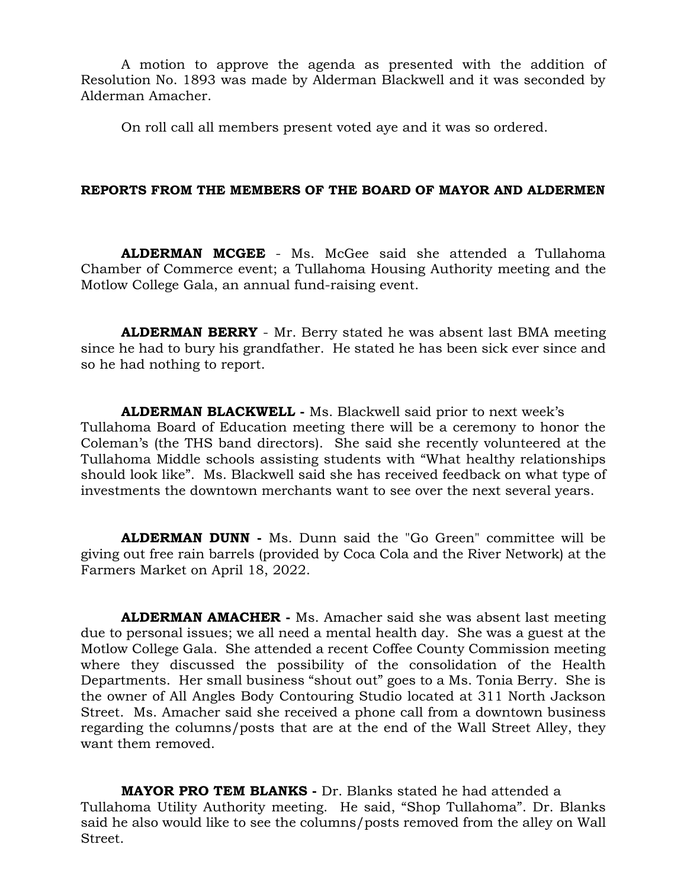A motion to approve the agenda as presented with the addition of Resolution No. 1893 was made by Alderman Blackwell and it was seconded by Alderman Amacher.

On roll call all members present voted aye and it was so ordered.

**REPORTS FROM THE MEMBERS OF THE BOARD OF MAYOR AND ALDERMEN**

**ALDERMAN MCGEE** - Ms. McGee said she attended a Tullahoma Chamber of Commerce event; a Tullahoma Housing Authority meeting and the Motlow College Gala, an annual fund-raising event.

**ALDERMAN BERRY** - Mr. Berry stated he was absent last BMA meeting since he had to bury his grandfather. He stated he has been sick ever since and so he had nothing to report.

**ALDERMAN BLACKWELL -** Ms. Blackwell said prior to next week's Tullahoma Board of Education meeting there will be a ceremony to honor the Coleman's (the THS band directors). She said she recently volunteered at the Tullahoma Middle schools assisting students with "What healthy relationships should look like". Ms. Blackwell said she has received feedback on what type of investments the downtown merchants want to see over the next several years.

**ALDERMAN DUNN -** Ms. Dunn said the "Go Green" committee will be giving out free rain barrels (provided by Coca Cola and the River Network) at the Farmers Market on April 18, 2022.

**ALDERMAN AMACHER -** Ms. Amacher said she was absent last meeting due to personal issues; we all need a mental health day. She was a guest at the Motlow College Gala. She attended a recent Coffee County Commission meeting where they discussed the possibility of the consolidation of the Health Departments. Her small business "shout out" goes to a Ms. Tonia Berry. She is the owner of All Angles Body Contouring Studio located at 311 North Jackson Street. Ms. Amacher said she received a phone call from a downtown business regarding the columns/posts that are at the end of the Wall Street Alley, they want them removed.

**MAYOR PRO TEM BLANKS -** Dr. Blanks stated he had attended a Tullahoma Utility Authority meeting. He said, "Shop Tullahoma". Dr. Blanks said he also would like to see the columns/posts removed from the alley on Wall Street.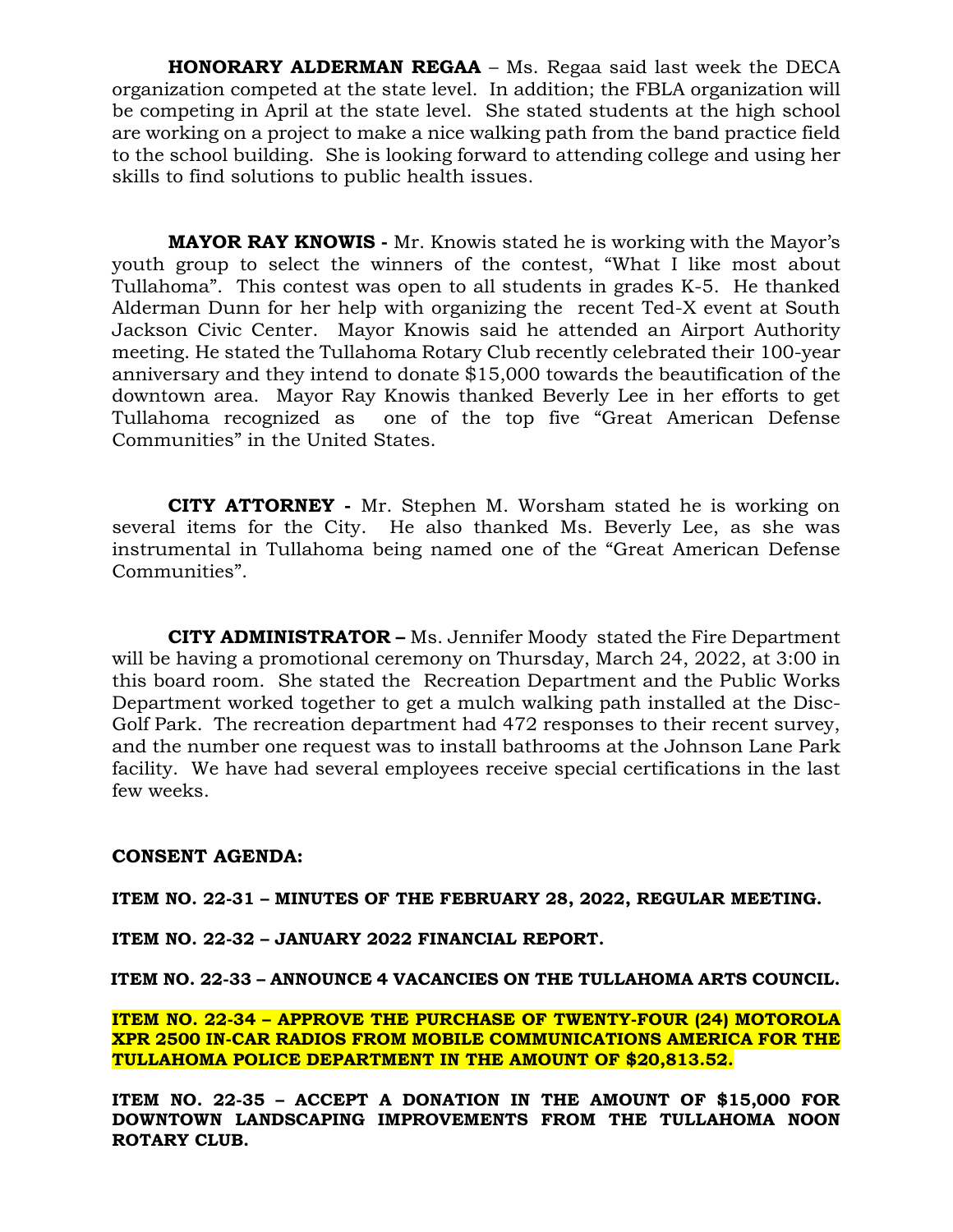**HONORARY ALDERMAN REGAA** – Ms. Regaa said last week the DECA organization competed at the state level. In addition; the FBLA organization will be competing in April at the state level. She stated students at the high school are working on a project to make a nice walking path from the band practice field to the school building. She is looking forward to attending college and using her skills to find solutions to public health issues.

**MAYOR RAY KNOWIS -** Mr. Knowis stated he is working with the Mayor's youth group to select the winners of the contest, "What I like most about Tullahoma". This contest was open to all students in grades K-5. He thanked Alderman Dunn for her help with organizing the recent Ted-X event at South Jackson Civic Center. Mayor Knowis said he attended an Airport Authority meeting. He stated the Tullahoma Rotary Club recently celebrated their 100-year anniversary and they intend to donate $15,000 towards the beautification of the downtown area. Mayor Ray Knowis thanked Beverly Lee in her efforts to get Tullahoma recognized as one of the top five "Great American Defense Communities" in the United States.

**CITY ATTORNEY -** Mr. Stephen M. Worsham stated he is working on several items for the City. He also thanked Ms. Beverly Lee, as she was instrumental in Tullahoma being named one of the "Great American Defense Communities".

**CITY ADMINISTRATOR –** Ms. Jennifer Moody stated the Fire Department will be having a promotional ceremony on Thursday, March 24, 2022, at 3:00 in this board room. She stated the Recreation Department and the Public Works Department worked together to get a mulch walking path installed at the Disc-Golf Park. The recreation department had 472 responses to their recent survey, and the number one request was to install bathrooms at the Johnson Lane Park facility. We have had several employees receive special certifications in the last few weeks.

**CONSENT AGENDA:**

**ITEM NO. 22-31 – MINUTES OF THE FEBRUARY 28, 2022, REGULAR MEETING.**

**ITEM NO. 22-32 – JANUARY 2022 FINANCIAL REPORT.**

**ITEM NO. 22-33 – ANNOUNCE 4 VACANCIES ON THE TULLAHOMA ARTS COUNCIL.**

**ITEM NO. 22-34 – APPROVE THE PURCHASE OF TWENTY-FOUR (24) MOTOROLA XPR 2500 IN-CAR RADIOS FROM MOBILE COMMUNICATIONS AMERICA FOR THE TULLAHOMA POLICE DEPARTMENT IN THE AMOUNT OF $20,813.52.**

**ITEM NO. 22-35 – ACCEPT A DONATION IN THE AMOUNT OF $15,000 FOR DOWNTOWN LANDSCAPING IMPROVEMENTS FROM THE TULLAHOMA NOON ROTARY CLUB.**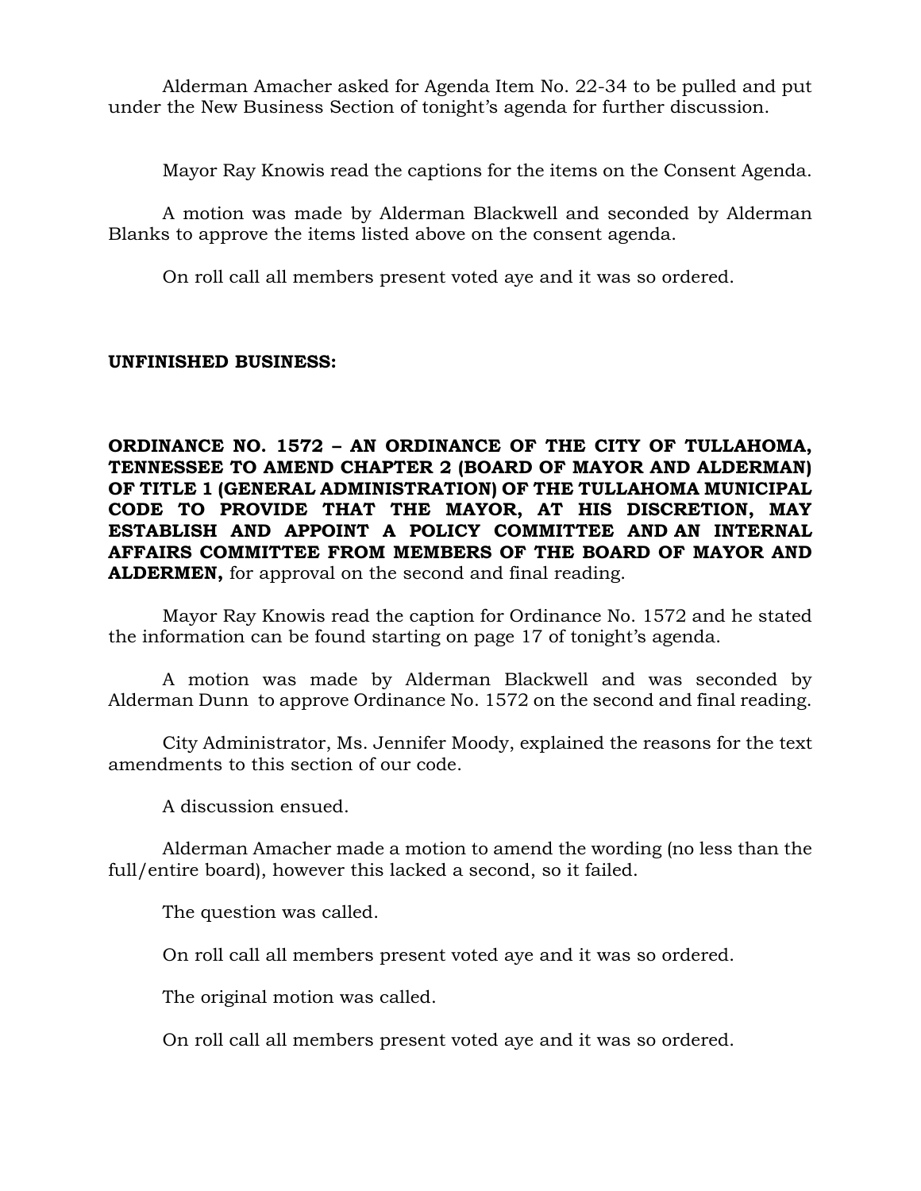Alderman Amacher asked for Agenda Item No. 22-34 to be pulled and put under the New Business Section of tonight's agenda for further discussion.

Mayor Ray Knowis read the captions for the items on the Consent Agenda.

A motion was made by Alderman Blackwell and seconded by Alderman Blanks to approve the items listed above on the consent agenda.

On roll call all members present voted aye and it was so ordered.

**UNFINISHED BUSINESS:**

**ORDINANCE NO. 1572 – AN ORDINANCE OF THE CITY OF TULLAHOMA, TENNESSEE TO AMEND CHAPTER 2 (BOARD OF MAYOR AND ALDERMAN) OF TITLE 1 (GENERAL ADMINISTRATION) OF THE TULLAHOMA MUNICIPAL CODE TO PROVIDE THAT THE MAYOR, AT HIS DISCRETION, MAY ESTABLISH AND APPOINT A POLICY COMMITTEE AND AN INTERNAL AFFAIRS COMMITTEE FROM MEMBERS OF THE BOARD OF MAYOR AND ALDERMEN,** for approval on the second and final reading.

Mayor Ray Knowis read the caption for Ordinance No. 1572 and he stated the information can be found starting on page 17 of tonight's agenda.

A motion was made by Alderman Blackwell and was seconded by Alderman Dunn to approve Ordinance No. 1572 on the second and final reading.

City Administrator, Ms. Jennifer Moody, explained the reasons for the text amendments to this section of our code.

A discussion ensued.

Alderman Amacher made a motion to amend the wording (no less than the full/entire board), however this lacked a second, so it failed.

The question was called.

On roll call all members present voted aye and it was so ordered.

The original motion was called.

On roll call all members present voted aye and it was so ordered.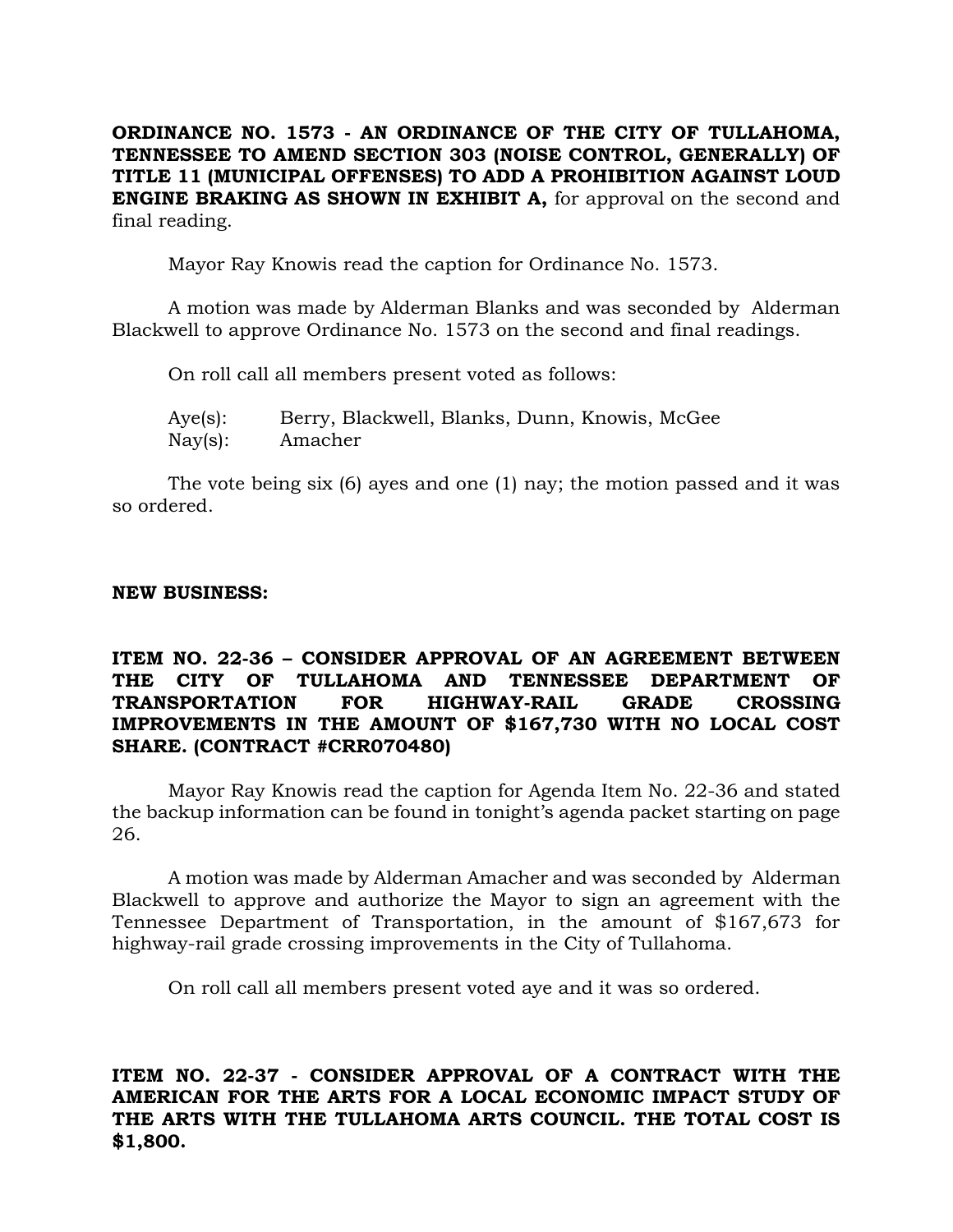**ORDINANCE NO. 1573 - AN ORDINANCE OF THE CITY OF TULLAHOMA, TENNESSEE TO AMEND SECTION 303 (NOISE CONTROL, GENERALLY) OF TITLE 11 (MUNICIPAL OFFENSES) TO ADD A PROHIBITION AGAINST LOUD ENGINE BRAKING AS SHOWN IN EXHIBIT A,** for approval on the second and final reading.

Mayor Ray Knowis read the caption for Ordinance No. 1573.

A motion was made by Alderman Blanks and was seconded by Alderman Blackwell to approve Ordinance No. 1573 on the second and final readings.

On roll call all members present voted as follows:

Aye(s): Berry, Blackwell, Blanks, Dunn, Knowis, McGee
Nay(s): Amacher

The vote being six (6) ayes and one (1) nay; the motion passed and it was so ordered.

**NEW BUSINESS:**

**ITEM NO. 22-36 – CONSIDER APPROVAL OF AN AGREEMENT BETWEEN THE CITY OF TULLAHOMA AND TENNESSEE DEPARTMENT OF TRANSPORTATION FOR HIGHWAY-RAIL GRADE CROSSING IMPROVEMENTS IN THE AMOUNT OF $167,730 WITH NO LOCAL COST SHARE. (CONTRACT #CRR070480)**

Mayor Ray Knowis read the caption for Agenda Item No. 22-36 and stated the backup information can be found in tonight's agenda packet starting on page 26.

A motion was made by Alderman Amacher and was seconded by Alderman Blackwell to approve and authorize the Mayor to sign an agreement with the Tennessee Department of Transportation, in the amount of $167,673 for highway-rail grade crossing improvements in the City of Tullahoma.

On roll call all members present voted aye and it was so ordered.

**ITEM NO. 22-37 - CONSIDER APPROVAL OF A CONTRACT WITH THE AMERICAN FOR THE ARTS FOR A LOCAL ECONOMIC IMPACT STUDY OF THE ARTS WITH THE TULLAHOMA ARTS COUNCIL. THE TOTAL COST IS $1,800.**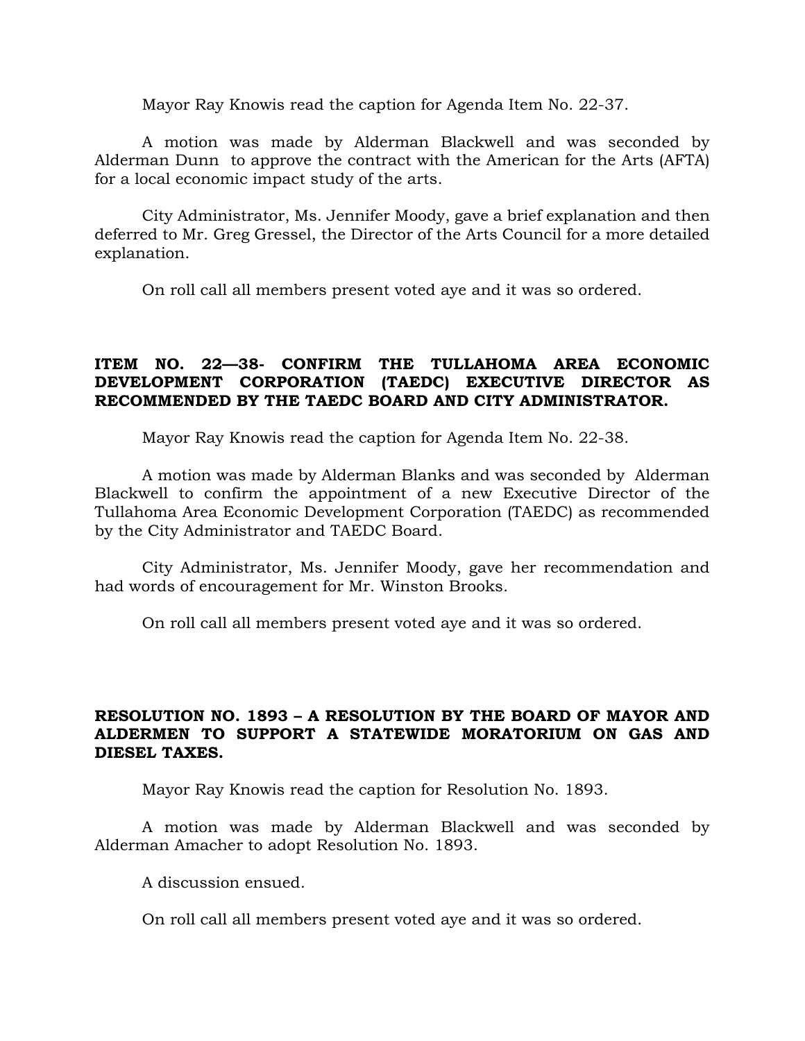Mayor Ray Knowis read the caption for Agenda Item No. 22-37.

A motion was made by Alderman Blackwell and was seconded by Alderman Dunn to approve the contract with the American for the Arts (AFTA) for a local economic impact study of the arts.

City Administrator, Ms. Jennifer Moody, gave a brief explanation and then deferred to Mr. Greg Gressel, the Director of the Arts Council for a more detailed explanation.

On roll call all members present voted aye and it was so ordered.

**ITEM NO. 22—38- CONFIRM THE TULLAHOMA AREA ECONOMIC DEVELOPMENT CORPORATION (TAEDC) EXECUTIVE DIRECTOR AS RECOMMENDED BY THE TAEDC BOARD AND CITY ADMINISTRATOR.**

Mayor Ray Knowis read the caption for Agenda Item No. 22-38.

A motion was made by Alderman Blanks and was seconded by Alderman Blackwell to confirm the appointment of a new Executive Director of the Tullahoma Area Economic Development Corporation (TAEDC) as recommended by the City Administrator and TAEDC Board.

City Administrator, Ms. Jennifer Moody, gave her recommendation and had words of encouragement for Mr. Winston Brooks.

On roll call all members present voted aye and it was so ordered.

**RESOLUTION NO. 1893 – A RESOLUTION BY THE BOARD OF MAYOR AND ALDERMEN TO SUPPORT A STATEWIDE MORATORIUM ON GAS AND DIESEL TAXES.**

Mayor Ray Knowis read the caption for Resolution No. 1893.

A motion was made by Alderman Blackwell and was seconded by Alderman Amacher to adopt Resolution No. 1893.

A discussion ensued.

On roll call all members present voted aye and it was so ordered.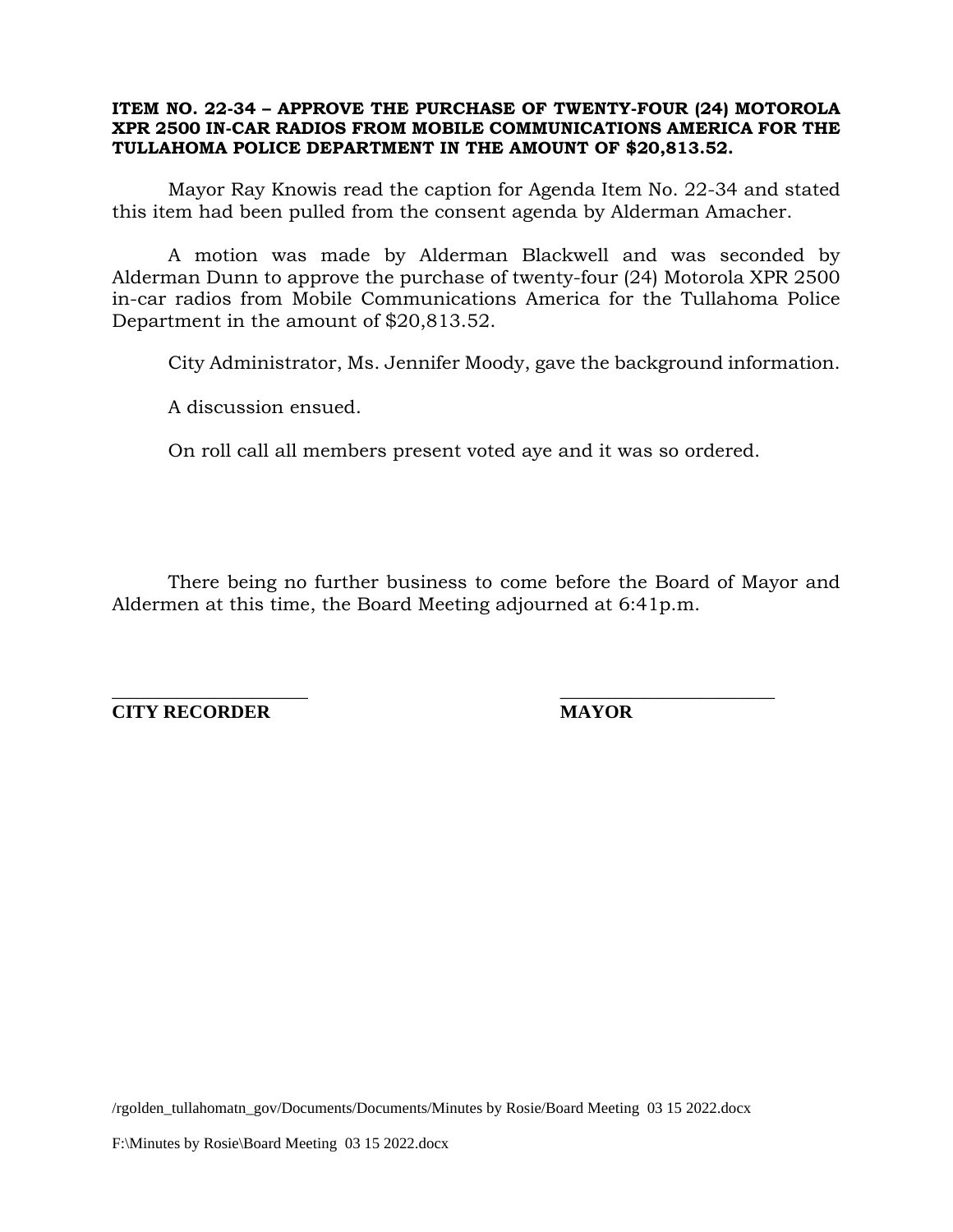**ITEM NO. 22-34 – APPROVE THE PURCHASE OF TWENTY-FOUR (24) MOTOROLA XPR 2500 IN-CAR RADIOS FROM MOBILE COMMUNICATIONS AMERICA FOR THE TULLAHOMA POLICE DEPARTMENT IN THE AMOUNT OF $20,813.52.**

Mayor Ray Knowis read the caption for Agenda Item No. 22-34 and stated this item had been pulled from the consent agenda by Alderman Amacher.

A motion was made by Alderman Blackwell and was seconded by Alderman Dunn to approve the purchase of twenty-four (24) Motorola XPR 2500 in-car radios from Mobile Communications America for the Tullahoma Police Department in the amount of $20,813.52.

City Administrator, Ms. Jennifer Moody, gave the background information.

A discussion ensued.

On roll call all members present voted aye and it was so ordered.

There being no further business to come before the Board of Mayor and Aldermen at this time, the Board Meeting adjourned at 6:41p.m.

______________________ ______________________

**CITY RECORDER** **MAYOR**

/rgolden_tullahomatn_gov/Documents/Documents/Minutes by Rosie/Board Meeting 03 15 2022.docx

F:\Minutes by Rosie\Board Meeting 03 15 2022.docx